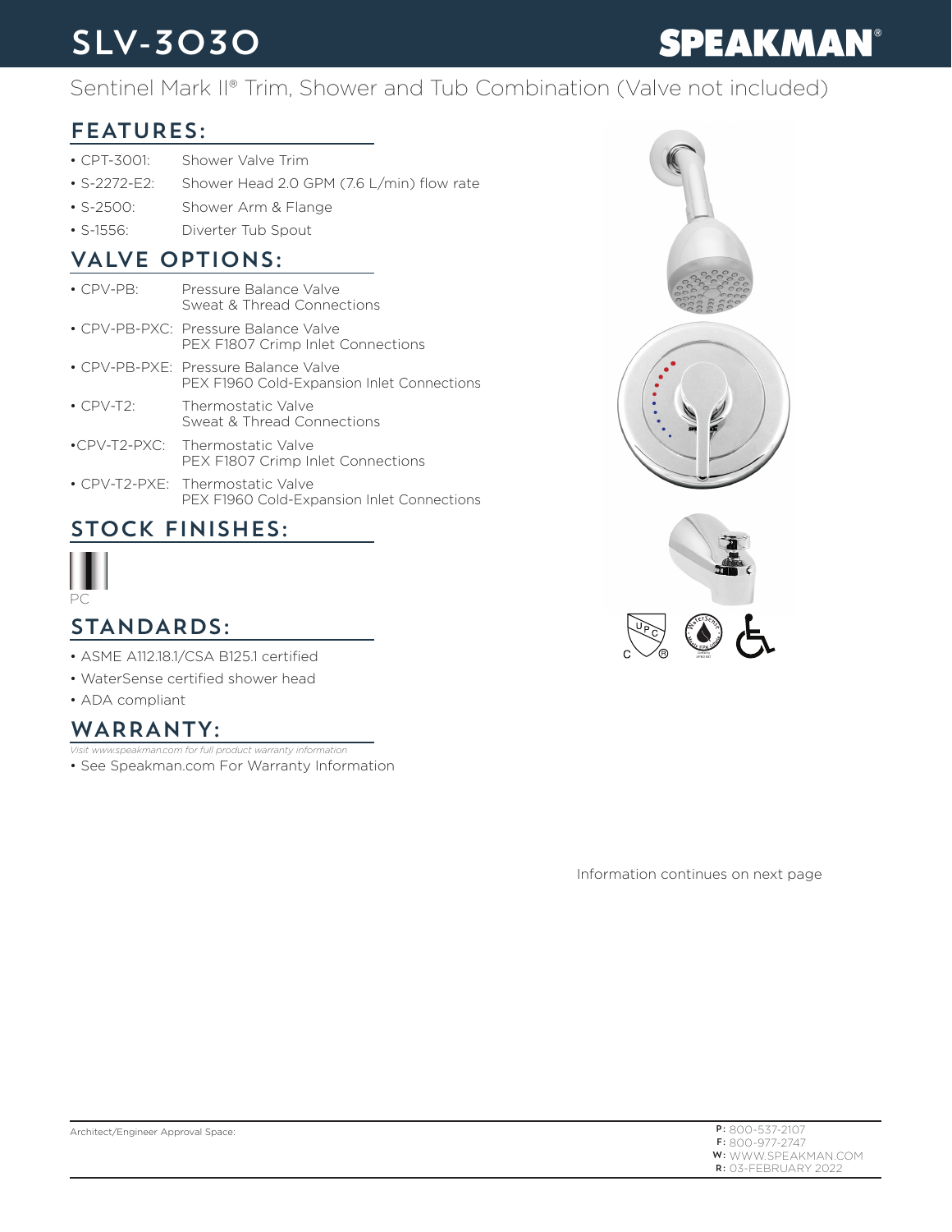# SLV-3030

**SPEAKMAN®**

Sentinel Mark II® Trim, Shower and Tub Combination (Valve not included)

## FEATURES:

- CPT-3001: Shower Valve Trim
- S-2272-E2: Shower Head 2.0 GPM (7.6 L/min) flow rate
- S-2500: Shower Arm & Flange
- S-1556: Diverter Tub Spout

## VALVE OPTIONS:

- CPV-PB: Pressure Balance Valve Sweat & Thread Connections
- CPV-PB-PXC: Pressure Balance Valve PEX F1807 Crimp Inlet Connections
- CPV-PB-PXE: Pressure Balance Valve PEX F1960 Cold-Expansion Inlet Connections
- CPV-T2: Thermostatic Valve Sweat & Thread Connections
- CPV-T2-PXC: Thermostatic Valve PEX F1807 Crimp Inlet Connections
- CPV-T2-PXE: Thermostatic Valve PEX F1960 Cold-Expansion Inlet Connections

## STOCK FINISHES:

PC

## STANDARDS:

- ASME A112.18.1/CSA B125.1 certified
- WaterSense certified shower head
- ADA compliant

## WARRANTY:

*Visit www.speakman.com for full product warranty information*

- See Speakman.com For Warranty Information

Information continues on next page

Architect/Engineer Approval Space:

**P:** 800-537-2107
**F:** 800-977-2747
**W:** WWW.SPEAKMAN.COM
**R:** 03-FEBRUARY 2022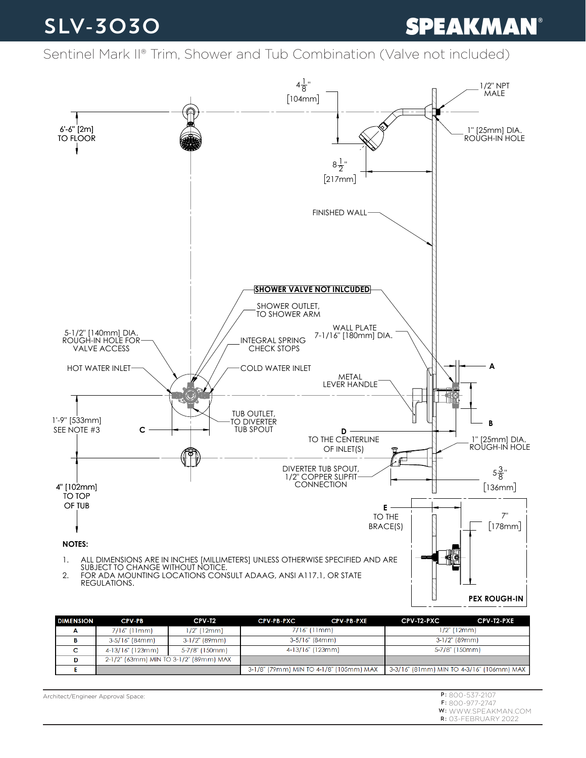# SLV-3030

**SPEAKMAN®**

Sentinel Mark II® Trim, Shower and Tub Combination (Valve not included)

4-1/8"
[104mm]

1/2" NPT MALE

6'-6" [2m] TO FLOOR

1" [25mm] DIA. ROUGH-IN HOLE

8-1/2"
[217mm]

FINISHED WALL

**SHOWER VALVE NOT INLCUDED**

SHOWER OUTLET, TO SHOWER ARM

5-1/2" [140mm] DIA. ROUGH-IN HOLE FOR VALVE ACCESS

INTEGRAL SPRING CHECK STOPS

WALL PLATE 7-1/16" [180mm] DIA.

HOT WATER INLET

COLD WATER INLET

A

METAL LEVER HANDLE

B

TUB OUTLET, TO DIVERTER TUB SPOUT

1'-9" [533mm] SEE NOTE #3

C

D TO THE CENTERLINE OF INLET(S)

1" [25mm] DIA. ROUGH-IN HOLE

DIVERTER TUB SPOUT, 1/2" COPPER SLIPFIT CONNECTION

5-3/8"
[136mm]

4" [102mm] TO TOP OF TUB

E TO THE BRACE(S)

7"
[178mm]

PEX ROUGH-IN

**NOTES:**

1. ALL DIMENSIONS ARE IN INCHES [MILLIMETERS] UNLESS OTHERWISE SPECIFIED AND ARE SUBJECT TO CHANGE WITHOUT NOTICE.
2. FOR ADA MOUNTING LOCATIONS CONSULT ADAAG, ANSI A117.1, OR STATE REGULATIONS.

| DIMENSION | CPV-PB | CPV-T2 | CPV-PB-PXC / CPV-PB-PXE | CPV-T2-PXC / CPV-T2-PXE |
|---|---|---|---|---|
| A | 7/16" (11mm) | 1/2" (12mm) | 7/16" (11mm) | 1/2" (12mm) |
| B | 3-5/16" (84mm) | 3-1/2" (89mm) | 3-5/16" (84mm) | 3-1/2" (89mm) |
| C | 4-13/16" (123mm) | 5-7/8" (150mm) | 4-13/16" (123mm) | 5-7/8" (150mm) |
| D | 2-1/2" (63mm) MIN TO 3-1/2" (89mm) MAX | | | |
| E | | | 3-1/8" (79mm) MIN TO 4-1/8" (105mm) MAX | 3-3/16" (81mm) MIN TO 4-3/16" (106mm) MAX |

Architect/Engineer Approval Space:

**P:** 800-537-2107
**F:** 800-977-2747
**W:** WWW.SPEAKMAN.COM
**R:** 03-FEBRUARY 2022